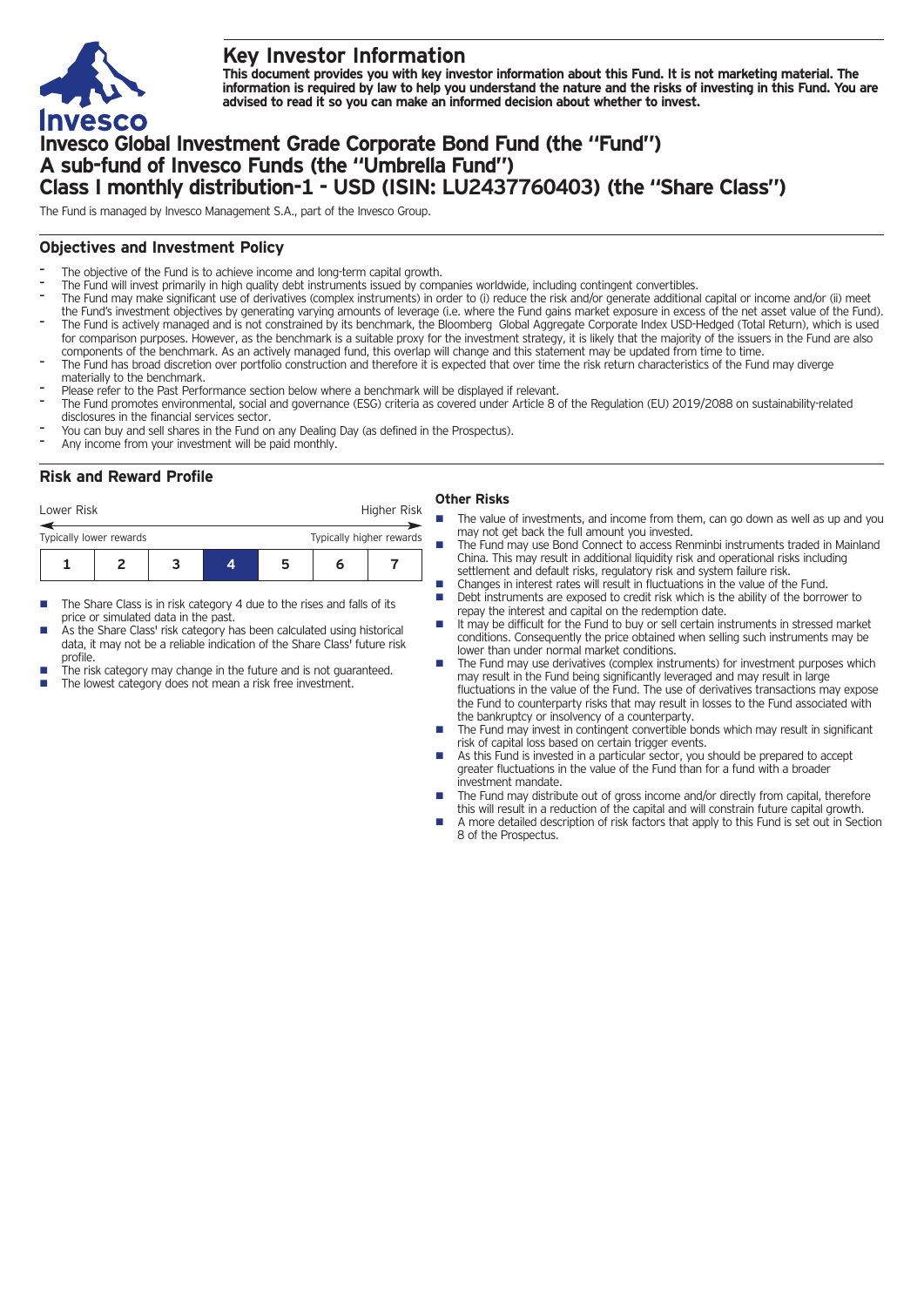# Key Investor Information

**This document provides you with key investor information about this Fund. It is not marketing material. The information is required by law to help you understand the nature and the risks of investing in this Fund. You are advised to read it so you can make an informed decision about whether to invest.**

# Invesco Global Investment Grade Corporate Bond Fund (the "Fund") A sub-fund of Invesco Funds (the "Umbrella Fund") Class I monthly distribution-1 - USD (ISIN: LU2437760403) (the "Share Class")

The Fund is managed by Invesco Management S.A., part of the Invesco Group.

## Objectives and Investment Policy

- The objective of the Fund is to achieve income and long-term capital growth.
- The Fund will invest primarily in high quality debt instruments issued by companies worldwide, including contingent convertibles.
- The Fund may make significant use of derivatives (complex instruments) in order to (i) reduce the risk and/or generate additional capital or income and/or (ii) meet the Fund's investment objectives by generating varying amounts of leverage (i.e. where the Fund gains market exposure in excess of the net asset value of the Fund).
- The Fund is actively managed and is not constrained by its benchmark, the Bloomberg Global Aggregate Corporate Index USD-Hedged (Total Return), which is used for comparison purposes. However, as the benchmark is a suitable proxy for the investment strategy, it is likely that the majority of the issuers in the Fund are also components of the benchmark. As an actively managed fund, this overlap will change and this statement may be updated from time to time.
- The Fund has broad discretion over portfolio construction and therefore it is expected that over time the risk return characteristics of the Fund may diverge materially to the benchmark.
- Please refer to the Past Performance section below where a benchmark will be displayed if relevant.
- The Fund promotes environmental, social and governance (ESG) criteria as covered under Article 8 of the Regulation (EU) 2019/2088 on sustainability-related disclosures in the financial services sector.
- You can buy and sell shares in the Fund on any Dealing Day (as defined in the Prospectus).
- Any income from your investment will be paid monthly.

## Risk and Reward Profile

Lower Risk — Higher Risk

Typically lower rewards — Typically higher rewards

| 1 | 2 | 3 | **4** | 5 | 6 | 7 |
|---|---|---|---|---|---|---|

- The Share Class is in risk category 4 due to the rises and falls of its price or simulated data in the past.
- As the Share Class' risk category has been calculated using historical data, it may not be a reliable indication of the Share Class' future risk profile.
- The risk category may change in the future and is not guaranteed.
- The lowest category does not mean a risk free investment.

### Other Risks

- The value of investments, and income from them, can go down as well as up and you may not get back the full amount you invested.
- The Fund may use Bond Connect to access Renminbi instruments traded in Mainland China. This may result in additional liquidity risk and operational risks including settlement and default risks, regulatory risk and system failure risk.
- Changes in interest rates will result in fluctuations in the value of the Fund.
- Debt instruments are exposed to credit risk which is the ability of the borrower to repay the interest and capital on the redemption date.
- It may be difficult for the Fund to buy or sell certain instruments in stressed market conditions. Consequently the price obtained when selling such instruments may be lower than under normal market conditions.
- The Fund may use derivatives (complex instruments) for investment purposes which may result in the Fund being significantly leveraged and may result in large fluctuations in the value of the Fund. The use of derivatives transactions may expose the Fund to counterparty risks that may result in losses to the Fund associated with the bankruptcy or insolvency of a counterparty.
- The Fund may invest in contingent convertible bonds which may result in significant risk of capital loss based on certain trigger events.
- As this Fund is invested in a particular sector, you should be prepared to accept greater fluctuations in the value of the Fund than for a fund with a broader investment mandate.
- The Fund may distribute out of gross income and/or directly from capital, therefore this will result in a reduction of the capital and will constrain future capital growth.
- A more detailed description of risk factors that apply to this Fund is set out in Section 8 of the Prospectus.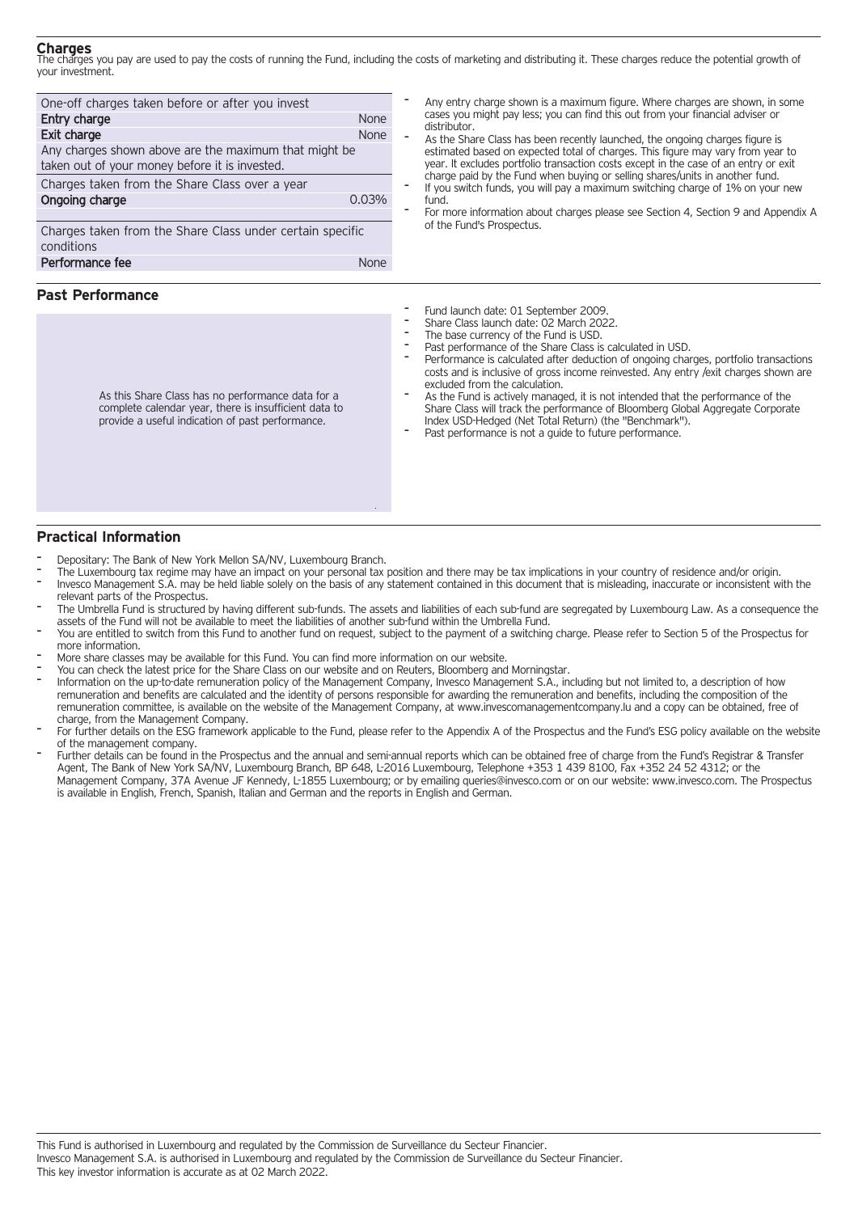## Charges

The charges you pay are used to pay the costs of running the Fund, including the costs of marketing and distributing it. These charges reduce the potential growth of your investment.

| One-off charges taken before or after you invest | |
|---|---|
| **Entry charge** | None |
| **Exit charge** | None |
| Any charges shown above are the maximum that might be taken out of your money before it is invested. | |
| Charges taken from the Share Class over a year | |
| **Ongoing charge** | 0.03% |
| Charges taken from the Share Class under certain specific conditions | |
| **Performance fee** | None |

- Any entry charge shown is a maximum figure. Where charges are shown, in some cases you might pay less; you can find this out from your financial adviser or distributor.
- As the Share Class has been recently launched, the ongoing charges figure is estimated based on expected total of charges. This figure may vary from year to year. It excludes portfolio transaction costs except in the case of an entry or exit charge paid by the Fund when buying or selling shares/units in another fund.
- If you switch funds, you will pay a maximum switching charge of 1% on your new fund.
- For more information about charges please see Section 4, Section 9 and Appendix A of the Fund's Prospectus.

## Past Performance

As this Share Class has no performance data for a complete calendar year, there is insufficient data to provide a useful indication of past performance.

- Fund launch date: 01 September 2009.
- Share Class launch date: 02 March 2022.
- The base currency of the Fund is USD.
- Past performance of the Share Class is calculated in USD.
- Performance is calculated after deduction of ongoing charges, portfolio transactions costs and is inclusive of gross income reinvested. Any entry /exit charges shown are excluded from the calculation.
- As the Fund is actively managed, it is not intended that the performance of the Share Class will track the performance of Bloomberg Global Aggregate Corporate Index USD-Hedged (Net Total Return) (the "Benchmark").
- Past performance is not a guide to future performance.

## Practical Information

- Depositary: The Bank of New York Mellon SA/NV, Luxembourg Branch.
- The Luxembourg tax regime may have an impact on your personal tax position and there may be tax implications in your country of residence and/or origin.
- Invesco Management S.A. may be held liable solely on the basis of any statement contained in this document that is misleading, inaccurate or inconsistent with the relevant parts of the Prospectus.
- The Umbrella Fund is structured by having different sub-funds. The assets and liabilities of each sub-fund are segregated by Luxembourg Law. As a consequence the assets of the Fund will not be available to meet the liabilities of another sub-fund within the Umbrella Fund.
- You are entitled to switch from this Fund to another fund on request, subject to the payment of a switching charge. Please refer to Section 5 of the Prospectus for more information.
- More share classes may be available for this Fund. You can find more information on our website.
- You can check the latest price for the Share Class on our website and on Reuters, Bloomberg and Morningstar.
- Information on the up-to-date remuneration policy of the Management Company, Invesco Management S.A., including but not limited to, a description of how remuneration and benefits are calculated and the identity of persons responsible for awarding the remuneration and benefits, including the composition of the remuneration committee, is available on the website of the Management Company, at www.invescomanagementcompany.lu and a copy can be obtained, free of charge, from the Management Company.
- For further details on the ESG framework applicable to the Fund, please refer to the Appendix A of the Prospectus and the Fund's ESG policy available on the website of the management company.
- Further details can be found in the Prospectus and the annual and semi-annual reports which can be obtained free of charge from the Fund's Registrar & Transfer Agent, The Bank of New York SA/NV, Luxembourg Branch, BP 648, L-2016 Luxembourg, Telephone +353 1 439 8100, Fax +352 24 52 4312; or the Management Company, 37A Avenue JF Kennedy, L-1855 Luxembourg; or by emailing queries@invesco.com or on our website: www.invesco.com. The Prospectus is available in English, French, Spanish, Italian and German and the reports in English and German.

This Fund is authorised in Luxembourg and regulated by the Commission de Surveillance du Secteur Financier.
Invesco Management S.A. is authorised in Luxembourg and regulated by the Commission de Surveillance du Secteur Financier.
This key investor information is accurate as at 02 March 2022.